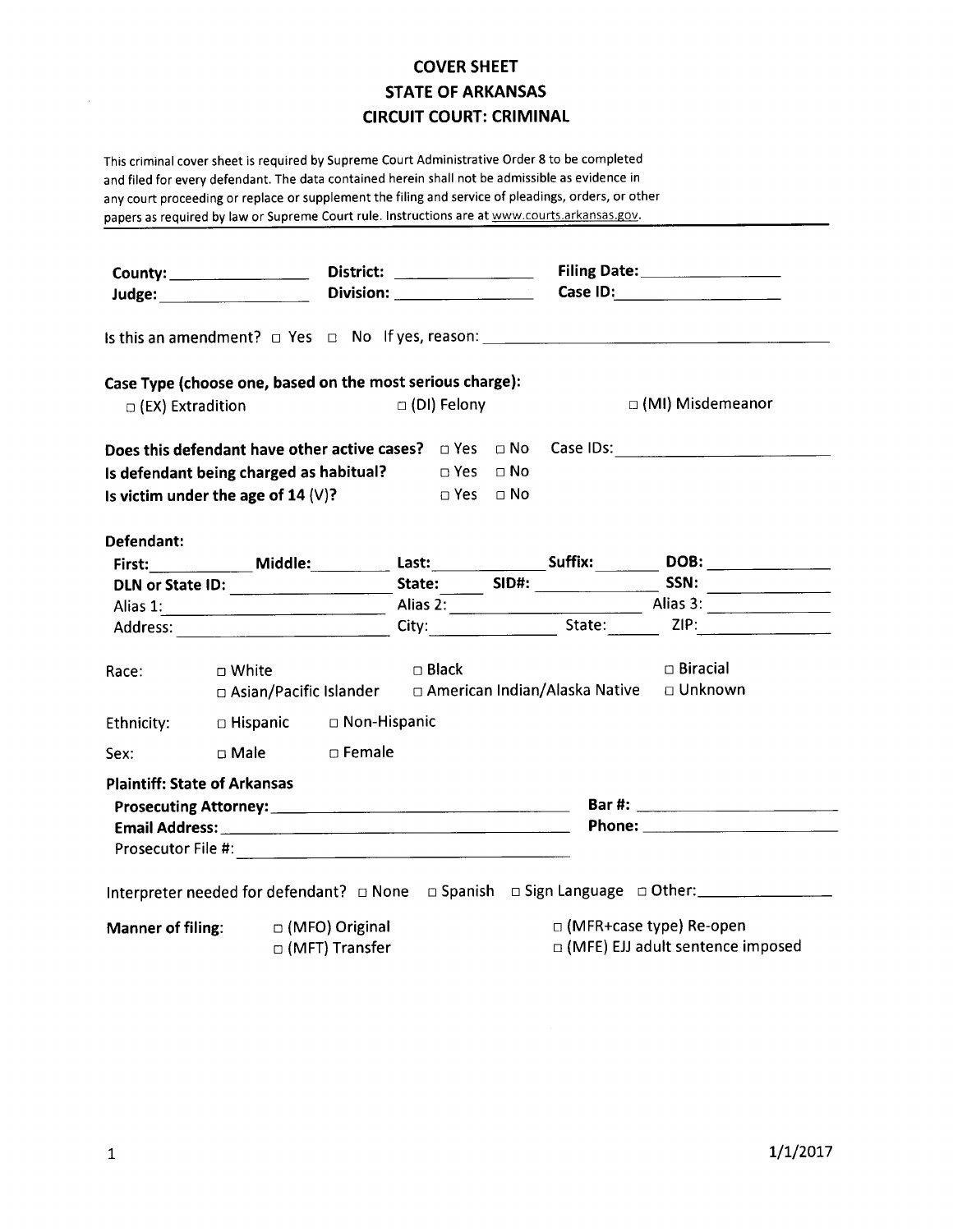# COVER SHEET
# STATE OF ARKANSAS
# CIRCUIT COURT: CRIMINAL

This criminal cover sheet is required by Supreme Court Administrative Order 8 to be completed and filed for every defendant. The data contained herein shall not be admissible as evidence in any court proceeding or replace or supplement the filing and service of pleadings, orders, or other papers as required by law or Supreme Court rule. Instructions are at www.courts.arkansas.gov.

---

**County:** ________________ **District:** ________________ **Filing Date:** ________________
**Judge:** ________________ **Division:** ________________ **Case ID:** ________________

Is this an amendment? □ Yes □ No If yes, reason: ________________________________

**Case Type (choose one, based on the most serious charge):**

□ (EX) Extradition □ (DI) Felony □ (MI) Misdemeanor

**Does this defendant have other active cases?** □ Yes □ No Case IDs: ________________
**Is defendant being charged as habitual?** □ Yes □ No
**Is victim under the age of 14** (V)**?** □ Yes □ No

**Defendant:**

**First:** __________ **Middle:** __________ **Last:** __________ **Suffix:** ________ **DOB:** __________
**DLN or State ID:** ________________ **State:** ______ **SID#:** ____________ **SSN:** ____________
Alias 1: ________________ Alias 2: ________________ Alias 3: ________________
Address: ________________ City: ____________ State: ______ ZIP: ____________

Race: □ White □ Black □ Biracial
□ Asian/Pacific Islander □ American Indian/Alaska Native □ Unknown

Ethnicity: □ Hispanic □ Non-Hispanic

Sex: □ Male □ Female

**Plaintiff: State of Arkansas**

**Prosecuting Attorney:** ________________________________ **Bar #:** ________________
**Email Address:** ________________________________ **Phone:** ________________
Prosecutor File #: ________________________________

Interpreter needed for defendant? □ None □ Spanish □ Sign Language □ Other: ________________

**Manner of filing:** □ (MFO) Original □ (MFR+case type) Re-open
□ (MFT) Transfer □ (MFE) EJJ adult sentence imposed

1/1/2017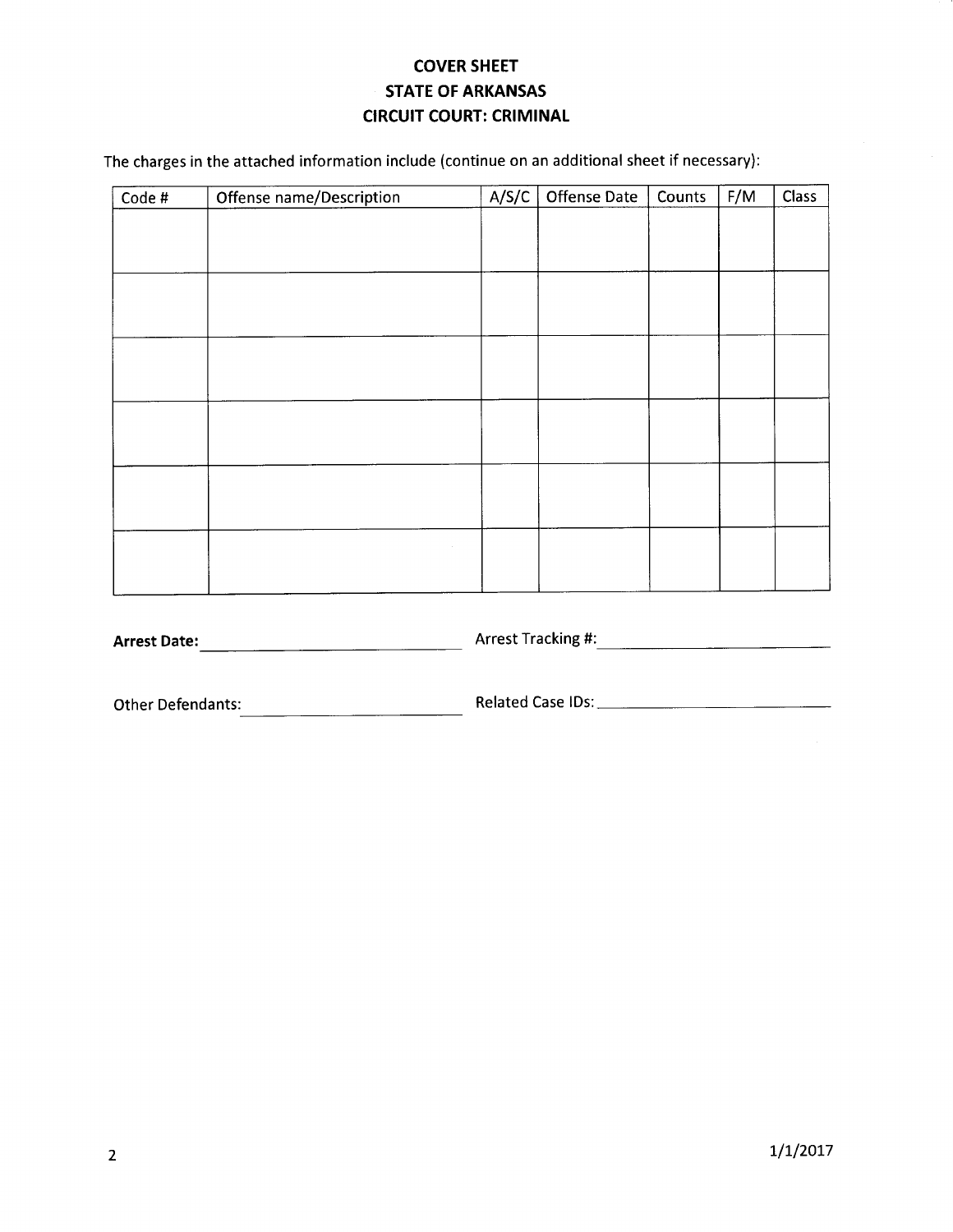**COVER SHEET**
**STATE OF ARKANSAS**
**CIRCUIT COURT: CRIMINAL**

The charges in the attached information include (continue on an additional sheet if necessary):

| Code # | Offense name/Description | A/S/C | Offense Date | Counts | F/M | Class |
|---|---|---|---|---|---|---|
| | | | | | | |
| | | | | | | |
| | | | | | | |
| | | | | | | |
| | | | | | | |
| | | | | | | |

**Arrest Date:** ______________________________ Arrest Tracking #: ______________________________

Other Defendants: ______________________________ Related Case IDs: ______________________________

1/1/2017